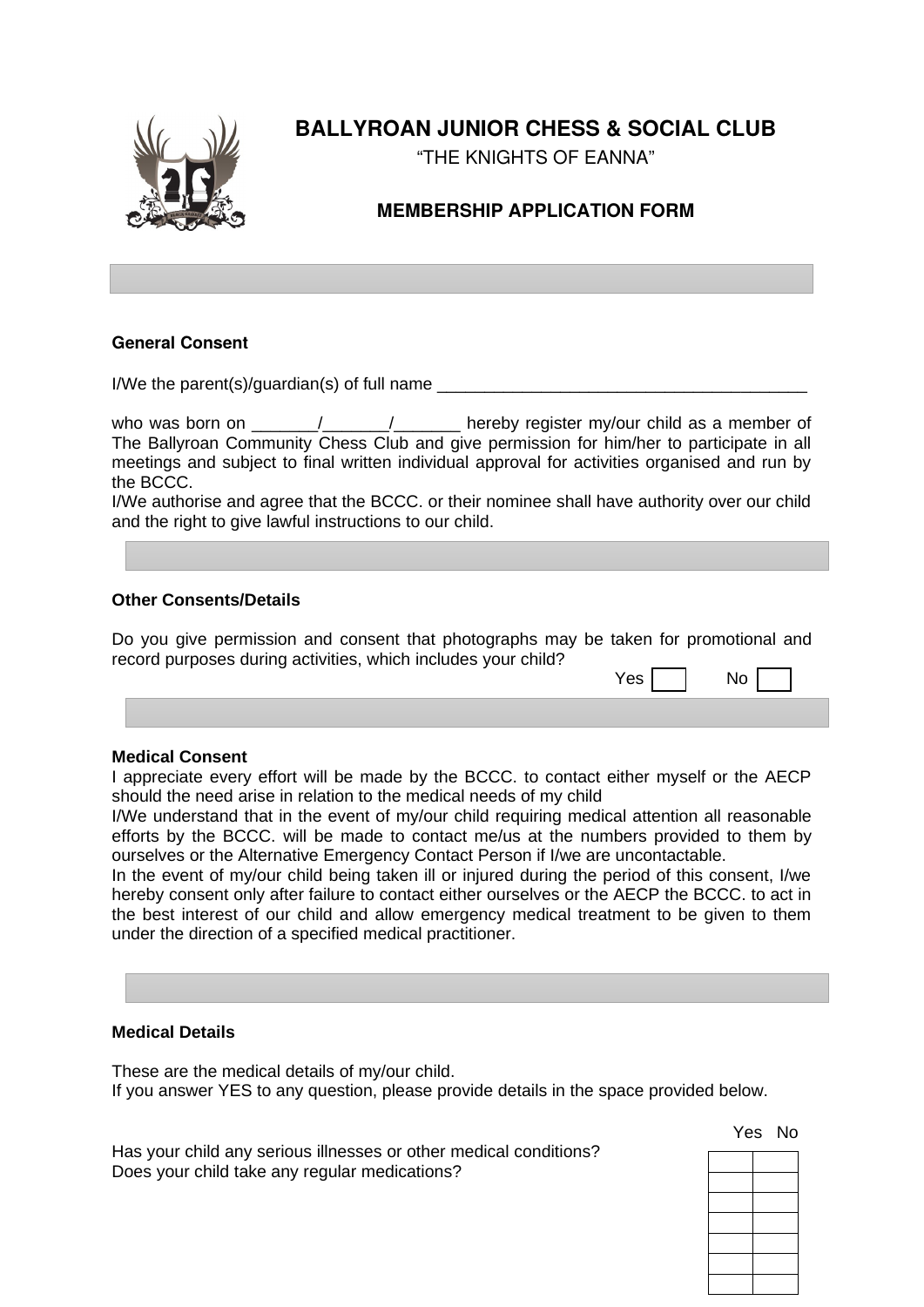# BALLYROAN JUNIOR CHESS & SOCIAL CLUB

"THE KNIGHTS OF EANNA"

## MEMBERSHIP APPLICATION FORM

### General Consent

I/We the parent(s)/guardian(s) of full name ________________________________________

who was born on _______/_______/_______ hereby register my/our child as a member of The Ballyroan Community Chess Club and give permission for him/her to participate in all meetings and subject to final written individual approval for activities organised and run by the BCCC.

I/We authorise and agree that the BCCC. or their nominee shall have authority over our child and the right to give lawful instructions to our child.

### Other Consents/Details

Do you give permission and consent that photographs may be taken for promotional and record purposes during activities, which includes your child?

Yes ☐ No ☐

### Medical Consent

I appreciate every effort will be made by the BCCC. to contact either myself or the AECP should the need arise in relation to the medical needs of my child

I/We understand that in the event of my/our child requiring medical attention all reasonable efforts by the BCCC. will be made to contact me/us at the numbers provided to them by ourselves or the Alternative Emergency Contact Person if I/we are uncontactable.

In the event of my/our child being taken ill or injured during the period of this consent, I/we hereby consent only after failure to contact either ourselves or the AECP the BCCC. to act in the best interest of our child and allow emergency medical treatment to be given to them under the direction of a specified medical practitioner.

### Medical Details

These are the medical details of my/our child.

If you answer YES to any question, please provide details in the space provided below.

| | Yes | No |
|---|---|---|
| Has your child any serious illnesses or other medical conditions? | | |
| Does your child take any regular medications? | | |
| | | |
| | | |
| | | |
| | | |
| | | |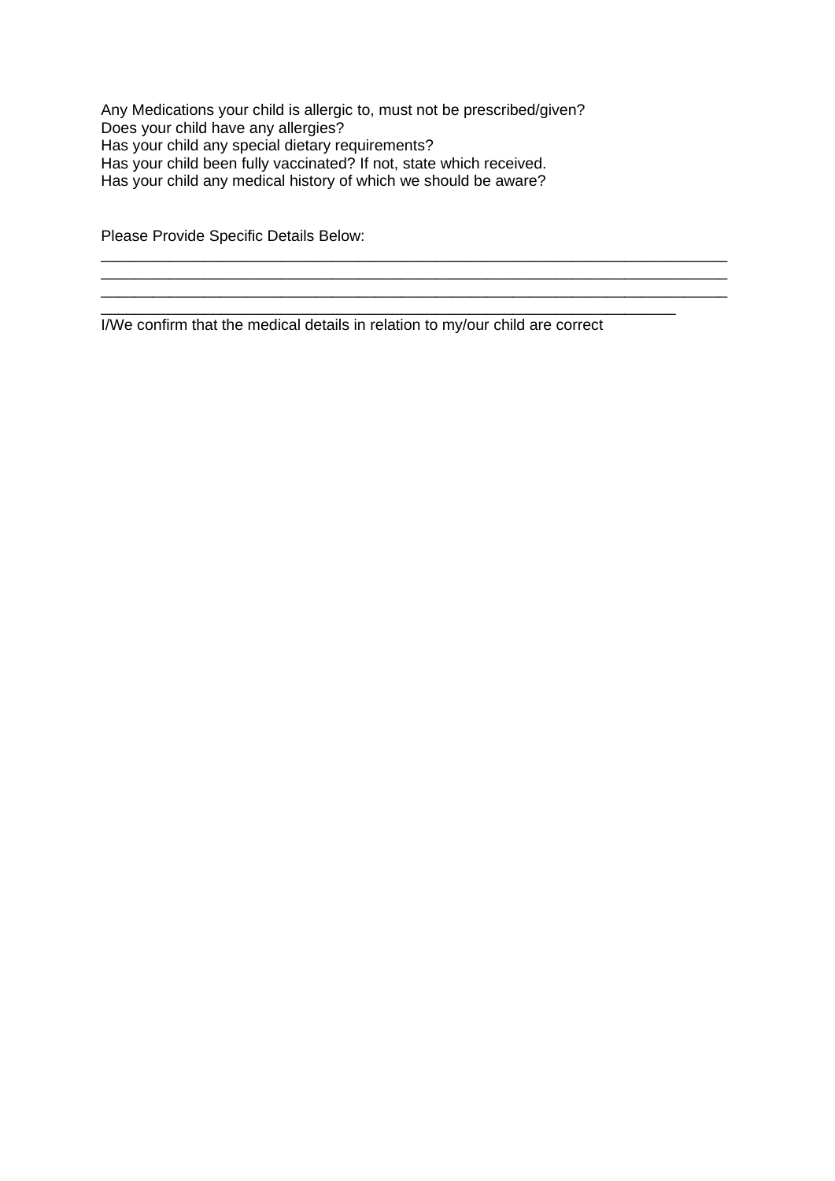Any Medications your child is allergic to, must not be prescribed/given?
Does your child have any allergies?
Has your child any special dietary requirements?
Has your child been fully vaccinated? If not, state which received.
Has your child any medical history of which we should be aware?

Please Provide Specific Details Below:

_____________________________________________________________________________
_____________________________________________________________________________
_____________________________________________________________________________
______________________________________________________________________

I/We confirm that the medical details in relation to my/our child are correct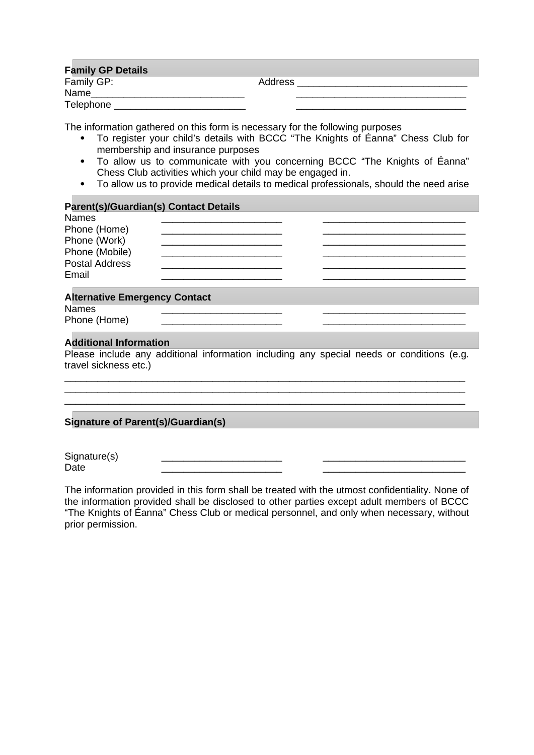## Family GP Details

Family GP: Address ________________________________
Name____________________________ ________________________________
Telephone _________________________ ________________________________

The information gathered on this form is necessary for the following purposes

- To register your child's details with BCCC "The Knights of Éanna" Chess Club for membership and insurance purposes
- To allow us to communicate with you concerning BCCC "The Knights of Éanna" Chess Club activities which your child may be engaged in.
- To allow us to provide medical details to medical professionals, should the need arise

## Parent(s)/Guardian(s) Contact Details

| | | |
|---|---|---|
| Names | ______________________ | __________________________ |
| Phone (Home) | ______________________ | __________________________ |
| Phone (Work) | ______________________ | __________________________ |
| Phone (Mobile) | ______________________ | __________________________ |
| Postal Address | ______________________ | __________________________ |
| Email | ______________________ | __________________________ |

## Alternative Emergency Contact

| | | |
|---|---|---|
| Names | ______________________ | __________________________ |
| Phone (Home) | ______________________ | __________________________ |

## Additional Information

Please include any additional information including any special needs or conditions (e.g. travel sickness etc.)

___________________________________________________________________________
___________________________________________________________________________
___________________________________________________________________________

## Signature of Parent(s)/Guardian(s)

| | | |
|---|---|---|
| Signature(s) | ______________________ | __________________________ |
| Date | ______________________ | __________________________ |

The information provided in this form shall be treated with the utmost confidentiality. None of the information provided shall be disclosed to other parties except adult members of BCCC "The Knights of Éanna" Chess Club or medical personnel, and only when necessary, without prior permission.